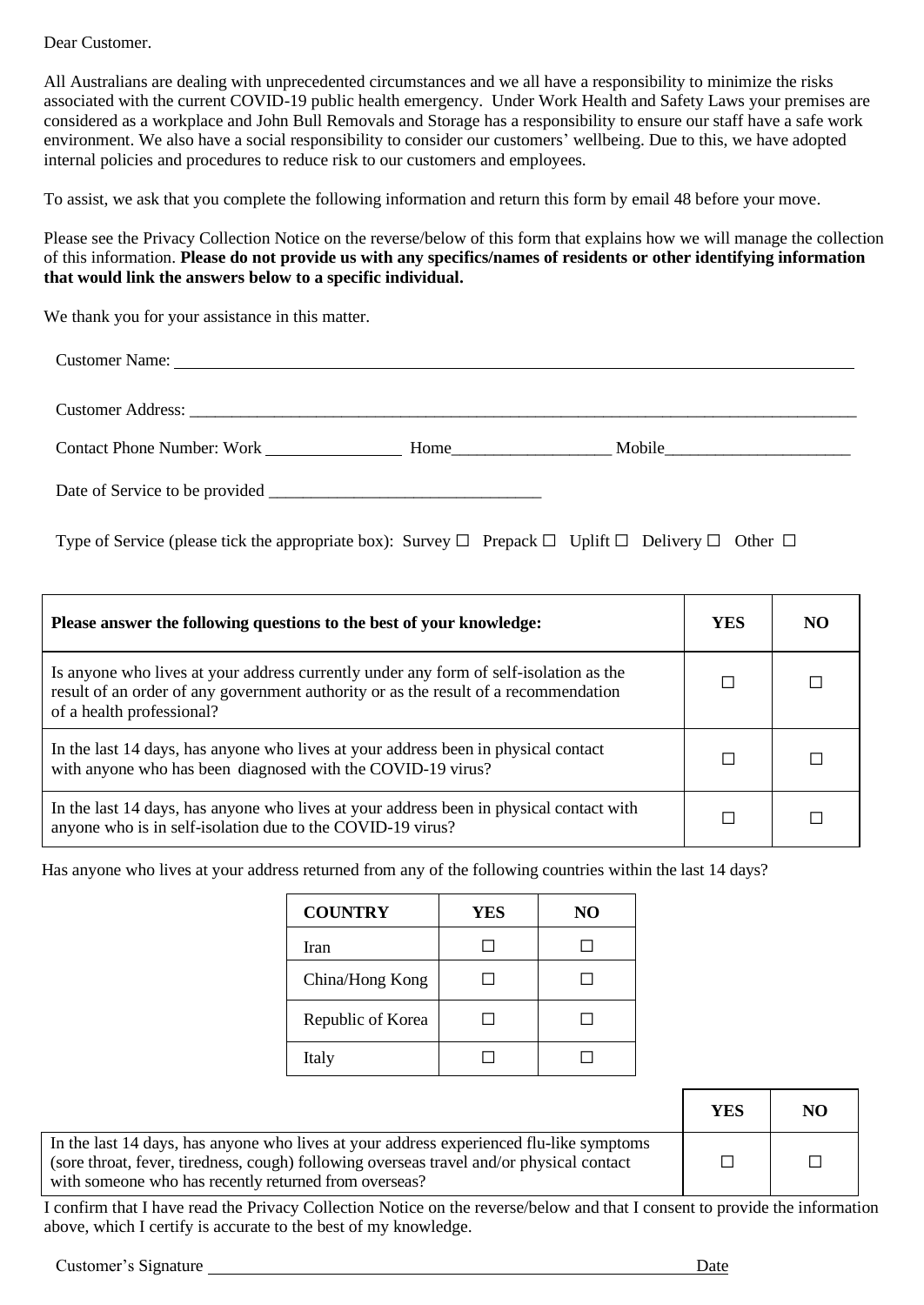Dear Customer.

All Australians are dealing with unprecedented circumstances and we all have a responsibility to minimize the risks associated with the current COVID-19 public health emergency. Under Work Health and Safety Laws your premises are considered as a workplace and John Bull Removals and Storage has a responsibility to ensure our staff have a safe work environment. We also have a social responsibility to consider our customers' wellbeing. Due to this, we have adopted internal policies and procedures to reduce risk to our customers and employees.

To assist, we ask that you complete the following information and return this form by email 48 before your move.

Please see the Privacy Collection Notice on the reverse/below of this form that explains how we will manage the collection of this information. **Please do not provide us with any specifics/names of residents or other identifying information that would link the answers below to a specific individual.**

We thank you for your assistance in this matter.

Customer Name: ______________________________

Customer Address: ______________________________

Contact Phone Number: Work ________________ Home__________________ Mobile______________________

Date of Service to be provided ________________________________

Type of Service (please tick the appropriate box): Survey ☐ Prepack ☐ Uplift ☐ Delivery ☐ Other ☐

| **Please answer the following questions to the best of your knowledge:** | **YES** | **NO** |
|---|---|---|
| Is anyone who lives at your address currently under any form of self-isolation as the result of an order of any government authority or as the result of a recommendation of a health professional? | ☐ | ☐ |
| In the last 14 days, has anyone who lives at your address been in physical contact with anyone who has been diagnosed with the COVID-19 virus? | ☐ | ☐ |
| In the last 14 days, has anyone who lives at your address been in physical contact with anyone who is in self-isolation due to the COVID-19 virus? | ☐ | ☐ |

Has anyone who lives at your address returned from any of the following countries within the last 14 days?

| **COUNTRY** | **YES** | **NO** |
|---|---|---|
| Iran | ☐ | ☐ |
| China/Hong Kong | ☐ | ☐ |
| Republic of Korea | ☐ | ☐ |
| Italy | ☐ | ☐ |

| | **YES** | **NO** |
|---|---|---|
| In the last 14 days, has anyone who lives at your address experienced flu-like symptoms (sore throat, fever, tiredness, cough) following overseas travel and/or physical contact with someone who has recently returned from overseas? | ☐ | ☐ |

I confirm that I have read the Privacy Collection Notice on the reverse/below and that I consent to provide the information above, which I certify is accurate to the best of my knowledge.

Customer's Signature ________________________________ Date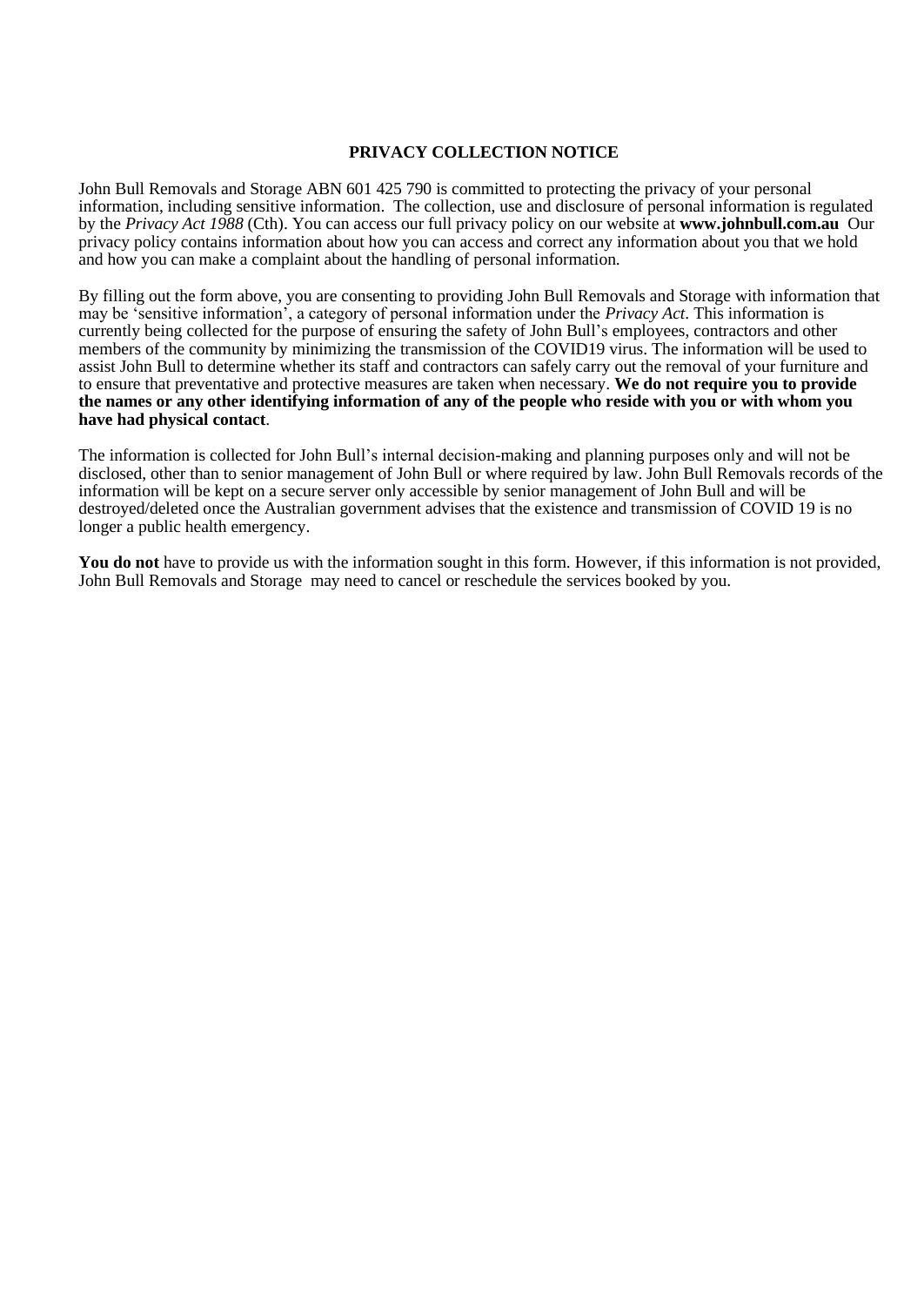## PRIVACY COLLECTION NOTICE

John Bull Removals and Storage ABN 601 425 790 is committed to protecting the privacy of your personal information, including sensitive information. The collection, use and disclosure of personal information is regulated by the *Privacy Act 1988* (Cth). You can access our full privacy policy on our website at **www.johnbull.com.au** Our privacy policy contains information about how you can access and correct any information about you that we hold and how you can make a complaint about the handling of personal information.

By filling out the form above, you are consenting to providing John Bull Removals and Storage with information that may be 'sensitive information', a category of personal information under the *Privacy Act*. This information is currently being collected for the purpose of ensuring the safety of John Bull's employees, contractors and other members of the community by minimizing the transmission of the COVID19 virus. The information will be used to assist John Bull to determine whether its staff and contractors can safely carry out the removal of your furniture and to ensure that preventative and protective measures are taken when necessary. **We do not require you to provide the names or any other identifying information of any of the people who reside with you or with whom you have had physical contact**.

The information is collected for John Bull's internal decision-making and planning purposes only and will not be disclosed, other than to senior management of John Bull or where required by law. John Bull Removals records of the information will be kept on a secure server only accessible by senior management of John Bull and will be destroyed/deleted once the Australian government advises that the existence and transmission of COVID 19 is no longer a public health emergency.

**You do not** have to provide us with the information sought in this form. However, if this information is not provided, John Bull Removals and Storage may need to cancel or reschedule the services booked by you.